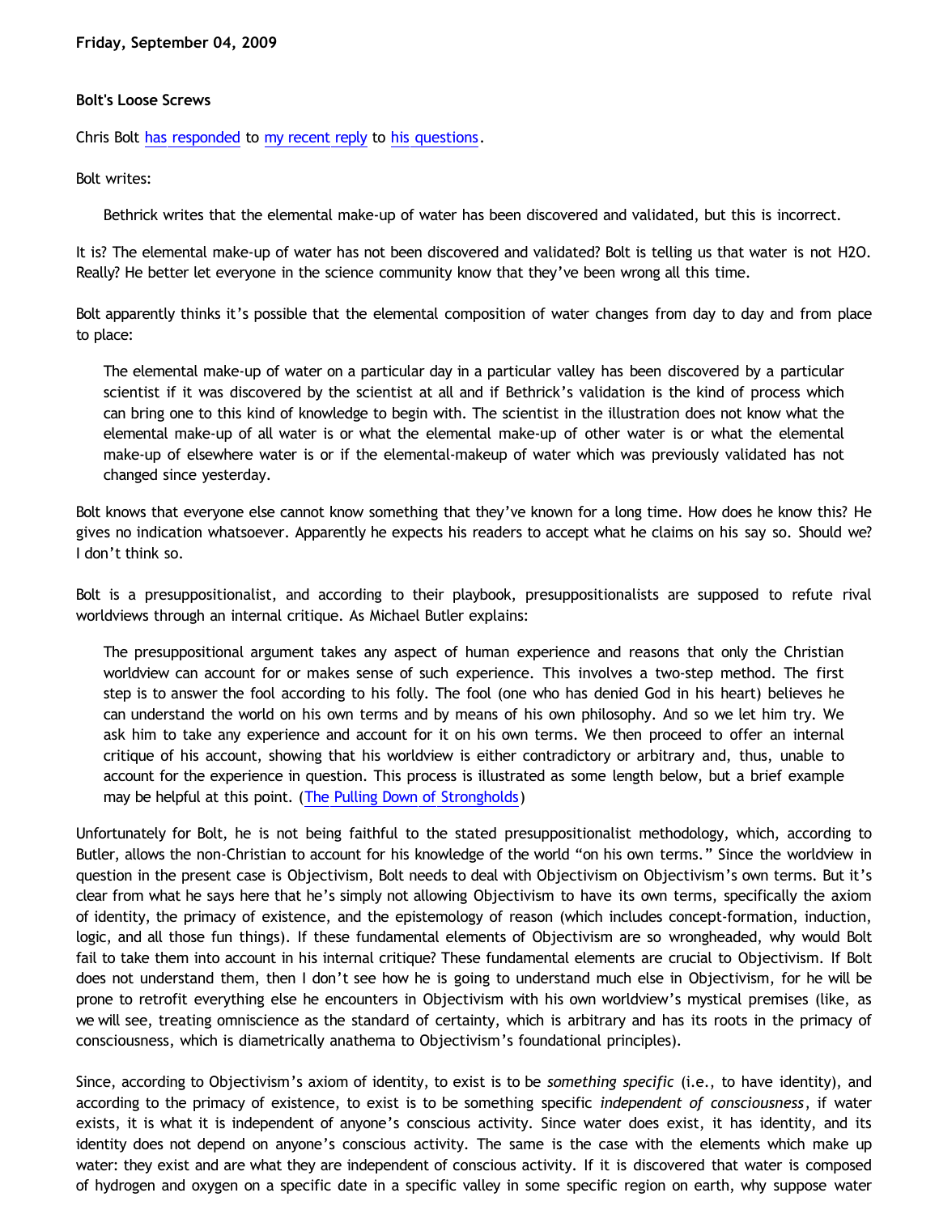**Friday, September 04, 2009**

**Bolt's Loose Screws**

Chris Bolt has responded to my recent reply to his questions.

Bolt writes:

> Bethrick writes that the elemental make-up of water has been discovered and validated, but this is incorrect.

It is? The elemental make-up of water has not been discovered and validated? Bolt is telling us that water is not H2O. Really? He better let everyone in the science community know that they've been wrong all this time.

Bolt apparently thinks it's possible that the elemental composition of water changes from day to day and from place to place:

> The elemental make-up of water on a particular day in a particular valley has been discovered by a particular scientist if it was discovered by the scientist at all and if Bethrick's validation is the kind of process which can bring one to this kind of knowledge to begin with. The scientist in the illustration does not know what the elemental make-up of all water is or what the elemental make-up of other water is or what the elemental make-up of elsewhere water is or if the elemental-makeup of water which was previously validated has not changed since yesterday.

Bolt knows that everyone else cannot know something that they've known for a long time. How does he know this? He gives no indication whatsoever. Apparently he expects his readers to accept what he claims on his say so. Should we? I don't think so.

Bolt is a presuppositionalist, and according to their playbook, presuppositionalists are supposed to refute rival worldviews through an internal critique. As Michael Butler explains:

> The presuppositional argument takes any aspect of human experience and reasons that only the Christian worldview can account for or makes sense of such experience. This involves a two-step method. The first step is to answer the fool according to his folly. The fool (one who has denied God in his heart) believes he can understand the world on his own terms and by means of his own philosophy. And so we let him try. We ask him to take any experience and account for it on his own terms. We then proceed to offer an internal critique of his account, showing that his worldview is either contradictory or arbitrary and, thus, unable to account for the experience in question. This process is illustrated as some length below, but a brief example may be helpful at this point. (The Pulling Down of Strongholds)

Unfortunately for Bolt, he is not being faithful to the stated presuppositionalist methodology, which, according to Butler, allows the non-Christian to account for his knowledge of the world "on his own terms." Since the worldview in question in the present case is Objectivism, Bolt needs to deal with Objectivism on Objectivism's own terms. But it's clear from what he says here that he's simply not allowing Objectivism to have its own terms, specifically the axiom of identity, the primacy of existence, and the epistemology of reason (which includes concept-formation, induction, logic, and all those fun things). If these fundamental elements of Objectivism are so wrongheaded, why would Bolt fail to take them into account in his internal critique? These fundamental elements are crucial to Objectivism. If Bolt does not understand them, then I don't see how he is going to understand much else in Objectivism, for he will be prone to retrofit everything else he encounters in Objectivism with his own worldview's mystical premises (like, as we will see, treating omniscience as the standard of certainty, which is arbitrary and has its roots in the primacy of consciousness, which is diametrically anathema to Objectivism's foundational principles).

Since, according to Objectivism's axiom of identity, to exist is to be *something specific* (i.e., to have identity), and according to the primacy of existence, to exist is to be something specific *independent of consciousness*, if water exists, it is what it is independent of anyone's conscious activity. Since water does exist, it has identity, and its identity does not depend on anyone's conscious activity. The same is the case with the elements which make up water: they exist and are what they are independent of conscious activity. If it is discovered that water is composed of hydrogen and oxygen on a specific date in a specific valley in some specific region on earth, why suppose water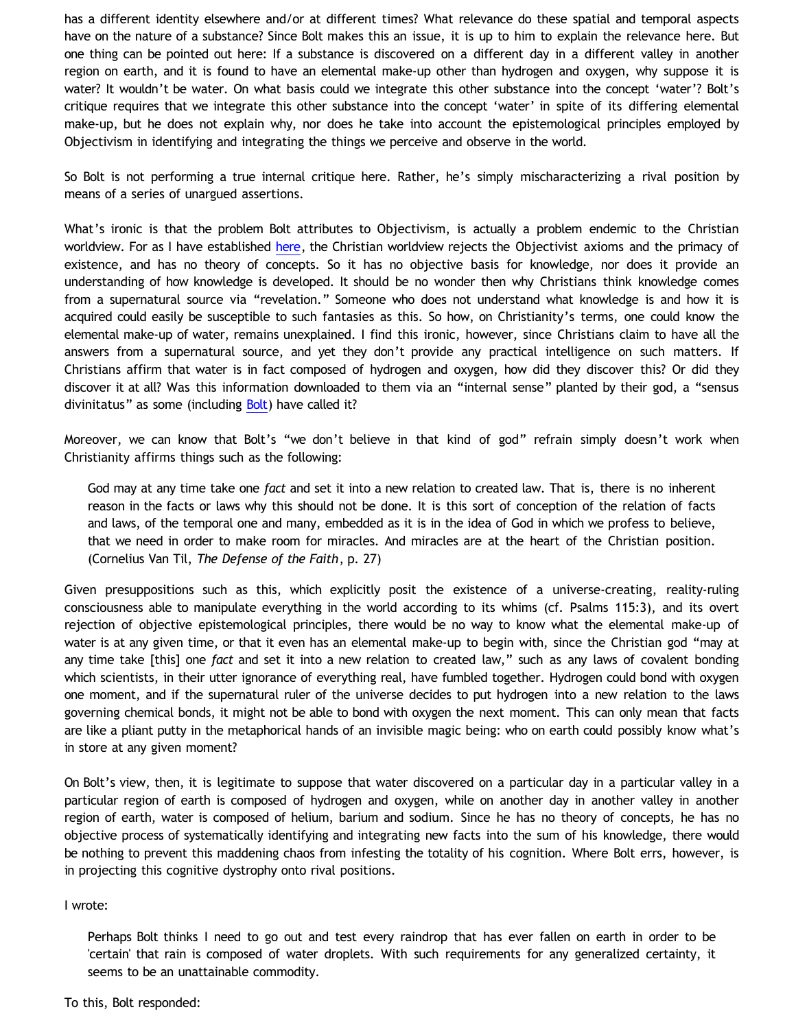has a different identity elsewhere and/or at different times? What relevance do these spatial and temporal aspects have on the nature of a substance? Since Bolt makes this an issue, it is up to him to explain the relevance here. But one thing can be pointed out here: If a substance is discovered on a different day in a different valley in another region on earth, and it is found to have an elemental make-up other than hydrogen and oxygen, why suppose it is water? It wouldn't be water. On what basis could we integrate this other substance into the concept 'water'? Bolt's critique requires that we integrate this other substance into the concept 'water' in spite of its differing elemental make-up, but he does not explain why, nor does he take into account the epistemological principles employed by Objectivism in identifying and integrating the things we perceive and observe in the world.

So Bolt is not performing a true internal critique here. Rather, he's simply mischaracterizing a rival position by means of a series of unargued assertions.

What's ironic is that the problem Bolt attributes to Objectivism, is actually a problem endemic to the Christian worldview. For as I have established here, the Christian worldview rejects the Objectivist axioms and the primacy of existence, and has no theory of concepts. So it has no objective basis for knowledge, nor does it provide an understanding of how knowledge is developed. It should be no wonder then why Christians think knowledge comes from a supernatural source via "revelation." Someone who does not understand what knowledge is and how it is acquired could easily be susceptible to such fantasies as this. So how, on Christianity's terms, one could know the elemental make-up of water, remains unexplained. I find this ironic, however, since Christians claim to have all the answers from a supernatural source, and yet they don't provide any practical intelligence on such matters. If Christians affirm that water is in fact composed of hydrogen and oxygen, how did they discover this? Or did they discover it at all? Was this information downloaded to them via an "internal sense" planted by their god, a "sensus divinitatus" as some (including Bolt) have called it?

Moreover, we can know that Bolt's "we don't believe in that kind of god" refrain simply doesn't work when Christianity affirms things such as the following:

> God may at any time take one *fact* and set it into a new relation to created law. That is, there is no inherent reason in the facts or laws why this should not be done. It is this sort of conception of the relation of facts and laws, of the temporal one and many, embedded as it is in the idea of God in which we profess to believe, that we need in order to make room for miracles. And miracles are at the heart of the Christian position. (Cornelius Van Til, *The Defense of the Faith*, p. 27)

Given presuppositions such as this, which explicitly posit the existence of a universe-creating, reality-ruling consciousness able to manipulate everything in the world according to its whims (cf. Psalms 115:3), and its overt rejection of objective epistemological principles, there would be no way to know what the elemental make-up of water is at any given time, or that it even has an elemental make-up to begin with, since the Christian god "may at any time take [this] one *fact* and set it into a new relation to created law," such as any laws of covalent bonding which scientists, in their utter ignorance of everything real, have fumbled together. Hydrogen could bond with oxygen one moment, and if the supernatural ruler of the universe decides to put hydrogen into a new relation to the laws governing chemical bonds, it might not be able to bond with oxygen the next moment. This can only mean that facts are like a pliant putty in the metaphorical hands of an invisible magic being: who on earth could possibly know what's in store at any given moment?

On Bolt's view, then, it is legitimate to suppose that water discovered on a particular day in a particular valley in a particular region of earth is composed of hydrogen and oxygen, while on another day in another valley in another region of earth, water is composed of helium, barium and sodium. Since he has no theory of concepts, he has no objective process of systematically identifying and integrating new facts into the sum of his knowledge, there would be nothing to prevent this maddening chaos from infesting the totality of his cognition. Where Bolt errs, however, is in projecting this cognitive dystrophy onto rival positions.

I wrote:

> Perhaps Bolt thinks I need to go out and test every raindrop that has ever fallen on earth in order to be 'certain' that rain is composed of water droplets. With such requirements for any generalized certainty, it seems to be an unattainable commodity.

To this, Bolt responded: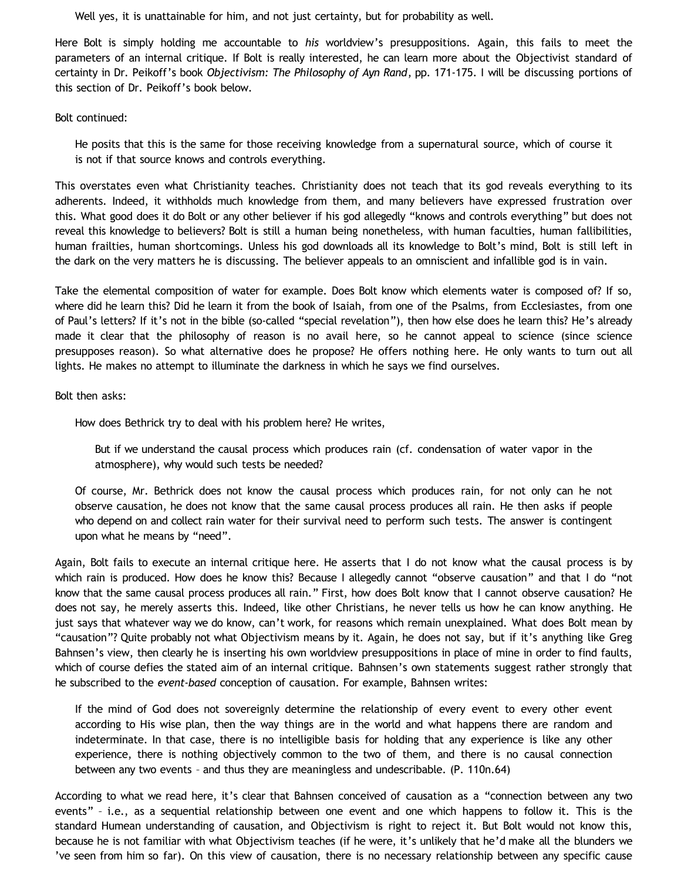> Well yes, it is unattainable for him, and not just certainty, but for probability as well.

Here Bolt is simply holding me accountable to *his* worldview's presuppositions. Again, this fails to meet the parameters of an internal critique. If Bolt is really interested, he can learn more about the Objectivist standard of certainty in Dr. Peikoff's book *Objectivism: The Philosophy of Ayn Rand*, pp. 171-175. I will be discussing portions of this section of Dr. Peikoff's book below.

Bolt continued:

> He posits that this is the same for those receiving knowledge from a supernatural source, which of course it is not if that source knows and controls everything.

This overstates even what Christianity teaches. Christianity does not teach that its god reveals everything to its adherents. Indeed, it withholds much knowledge from them, and many believers have expressed frustration over this. What good does it do Bolt or any other believer if his god allegedly "knows and controls everything" but does not reveal this knowledge to believers? Bolt is still a human being nonetheless, with human faculties, human fallibilities, human frailties, human shortcomings. Unless his god downloads all its knowledge to Bolt's mind, Bolt is still left in the dark on the very matters he is discussing. The believer appeals to an omniscient and infallible god is in vain.

Take the elemental composition of water for example. Does Bolt know which elements water is composed of? If so, where did he learn this? Did he learn it from the book of Isaiah, from one of the Psalms, from Ecclesiastes, from one of Paul's letters? If it's not in the bible (so-called "special revelation"), then how else does he learn this? He's already made it clear that the philosophy of reason is no avail here, so he cannot appeal to science (since science presupposes reason). So what alternative does he propose? He offers nothing here. He only wants to turn out all lights. He makes no attempt to illuminate the darkness in which he says we find ourselves.

Bolt then asks:

> How does Bethrick try to deal with his problem here? He writes,
>
> > But if we understand the causal process which produces rain (cf. condensation of water vapor in the atmosphere), why would such tests be needed?
>
> Of course, Mr. Bethrick does not know the causal process which produces rain, for not only can he not observe causation, he does not know that the same causal process produces all rain. He then asks if people who depend on and collect rain water for their survival need to perform such tests. The answer is contingent upon what he means by "need".

Again, Bolt fails to execute an internal critique here. He asserts that I do not know what the causal process is by which rain is produced. How does he know this? Because I allegedly cannot "observe causation" and that I do "not know that the same causal process produces all rain." First, how does Bolt know that I cannot observe causation? He does not say, he merely asserts this. Indeed, like other Christians, he never tells us how he can know anything. He just says that whatever way we do know, can't work, for reasons which remain unexplained. What does Bolt mean by "causation"? Quite probably not what Objectivism means by it. Again, he does not say, but if it's anything like Greg Bahnsen's view, then clearly he is inserting his own worldview presuppositions in place of mine in order to find faults, which of course defies the stated aim of an internal critique. Bahnsen's own statements suggest rather strongly that he subscribed to the *event-based* conception of causation. For example, Bahnsen writes:

> If the mind of God does not sovereignly determine the relationship of every event to every other event according to His wise plan, then the way things are in the world and what happens there are random and indeterminate. In that case, there is no intelligible basis for holding that any experience is like any other experience, there is nothing objectively common to the two of them, and there is no causal connection between any two events – and thus they are meaningless and undescribable. (P. 110n.64)

According to what we read here, it's clear that Bahnsen conceived of causation as a "connection between any two events" – i.e., as a sequential relationship between one event and one which happens to follow it. This is the standard Humean understanding of causation, and Objectivism is right to reject it. But Bolt would not know this, because he is not familiar with what Objectivism teaches (if he were, it's unlikely that he'd make all the blunders we 've seen from him so far). On this view of causation, there is no necessary relationship between any specific cause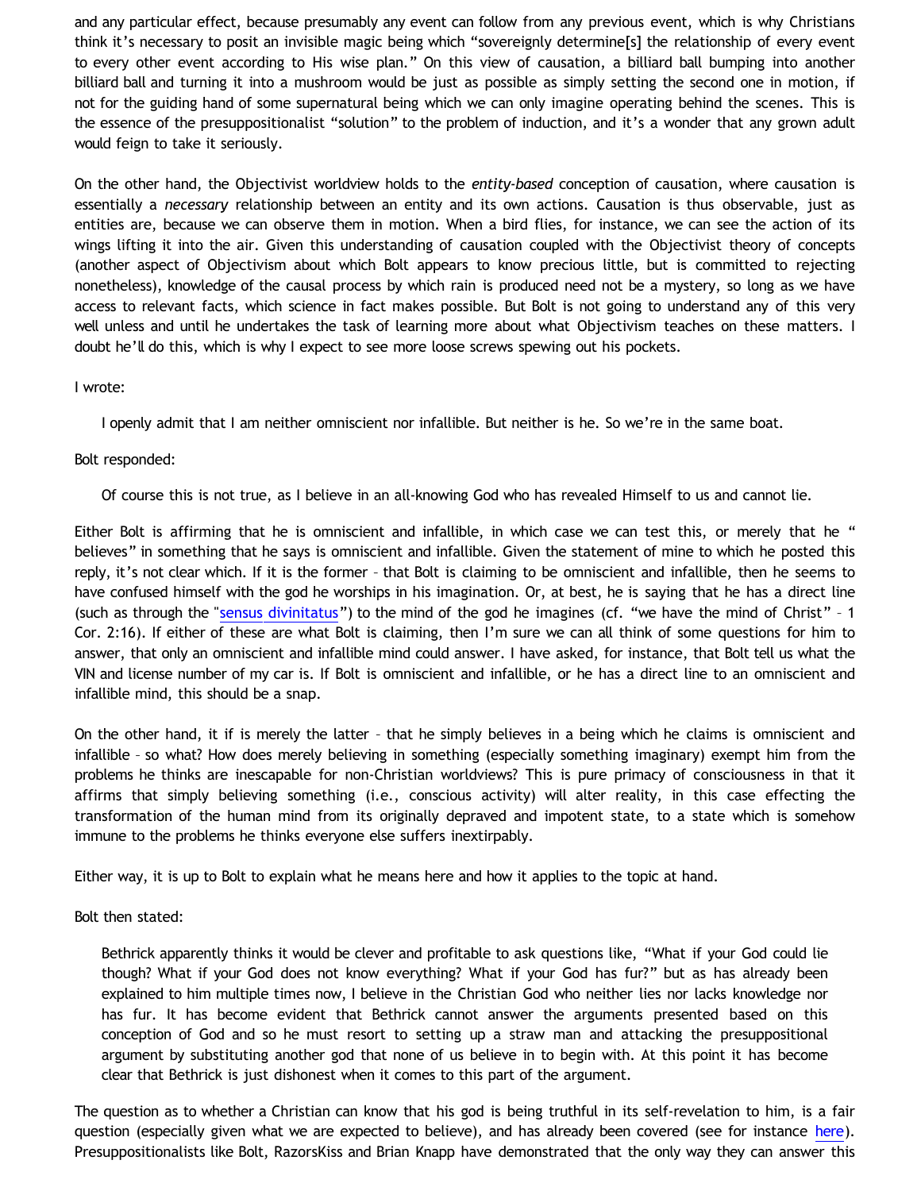and any particular effect, because presumably any event can follow from any previous event, which is why Christians think it's necessary to posit an invisible magic being which "sovereignly determine[s] the relationship of every event to every other event according to His wise plan." On this view of causation, a billiard ball bumping into another billiard ball and turning it into a mushroom would be just as possible as simply setting the second one in motion, if not for the guiding hand of some supernatural being which we can only imagine operating behind the scenes. This is the essence of the presuppositionalist "solution" to the problem of induction, and it's a wonder that any grown adult would feign to take it seriously.

On the other hand, the Objectivist worldview holds to the *entity-based* conception of causation, where causation is essentially a *necessary* relationship between an entity and its own actions. Causation is thus observable, just as entities are, because we can observe them in motion. When a bird flies, for instance, we can see the action of its wings lifting it into the air. Given this understanding of causation coupled with the Objectivist theory of concepts (another aspect of Objectivism about which Bolt appears to know precious little, but is committed to rejecting nonetheless), knowledge of the causal process by which rain is produced need not be a mystery, so long as we have access to relevant facts, which science in fact makes possible. But Bolt is not going to understand any of this very well unless and until he undertakes the task of learning more about what Objectivism teaches on these matters. I doubt he'll do this, which is why I expect to see more loose screws spewing out his pockets.

I wrote:

> I openly admit that I am neither omniscient nor infallible. But neither is he. So we're in the same boat.

Bolt responded:

> Of course this is not true, as I believe in an all-knowing God who has revealed Himself to us and cannot lie.

Either Bolt is affirming that he is omniscient and infallible, in which case we can test this, or merely that he " believes" in something that he says is omniscient and infallible. Given the statement of mine to which he posted this reply, it's not clear which. If it is the former – that Bolt is claiming to be omniscient and infallible, then he seems to have confused himself with the god he worships in his imagination. Or, at best, he is saying that he has a direct line (such as through the "sensus divinitatus") to the mind of the god he imagines (cf. "we have the mind of Christ" – 1 Cor. 2:16). If either of these are what Bolt is claiming, then I'm sure we can all think of some questions for him to answer, that only an omniscient and infallible mind could answer. I have asked, for instance, that Bolt tell us what the VIN and license number of my car is. If Bolt is omniscient and infallible, or he has a direct line to an omniscient and infallible mind, this should be a snap.

On the other hand, it if is merely the latter – that he simply believes in a being which he claims is omniscient and infallible – so what? How does merely believing in something (especially something imaginary) exempt him from the problems he thinks are inescapable for non-Christian worldviews? This is pure primacy of consciousness in that it affirms that simply believing something (i.e., conscious activity) will alter reality, in this case effecting the transformation of the human mind from its originally depraved and impotent state, to a state which is somehow immune to the problems he thinks everyone else suffers inextirpably.

Either way, it is up to Bolt to explain what he means here and how it applies to the topic at hand.

Bolt then stated:

> Bethrick apparently thinks it would be clever and profitable to ask questions like, "What if your God could lie though? What if your God does not know everything? What if your God has fur?" but as has already been explained to him multiple times now, I believe in the Christian God who neither lies nor lacks knowledge nor has fur. It has become evident that Bethrick cannot answer the arguments presented based on this conception of God and so he must resort to setting up a straw man and attacking the presuppositional argument by substituting another god that none of us believe in to begin with. At this point it has become clear that Bethrick is just dishonest when it comes to this part of the argument.

The question as to whether a Christian can know that his god is being truthful in its self-revelation to him, is a fair question (especially given what we are expected to believe), and has already been covered (see for instance here). Presuppositionalists like Bolt, RazorsKiss and Brian Knapp have demonstrated that the only way they can answer this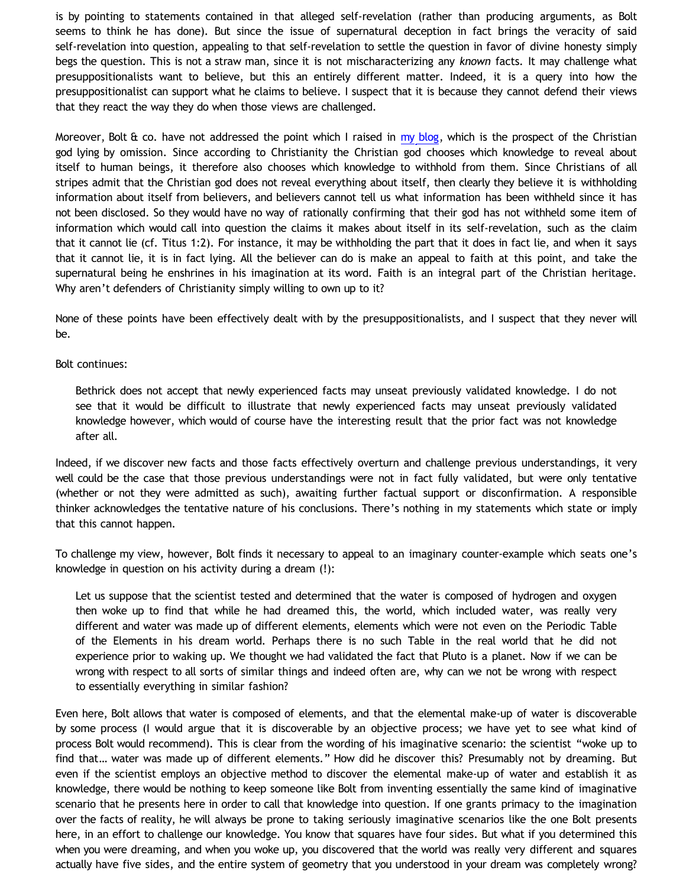is by pointing to statements contained in that alleged self-revelation (rather than producing arguments, as Bolt seems to think he has done). But since the issue of supernatural deception in fact brings the veracity of said self-revelation into question, appealing to that self-revelation to settle the question in favor of divine honesty simply begs the question. This is not a straw man, since it is not mischaracterizing any *known* facts. It may challenge what presuppositionalists want to believe, but this an entirely different matter. Indeed, it is a query into how the presuppositionalist can support what he claims to believe. I suspect that it is because they cannot defend their views that they react the way they do when those views are challenged.

Moreover, Bolt & co. have not addressed the point which I raised in [my blog](), which is the prospect of the Christian god lying by omission. Since according to Christianity the Christian god chooses which knowledge to reveal about itself to human beings, it therefore also chooses which knowledge to withhold from them. Since Christians of all stripes admit that the Christian god does not reveal everything about itself, then clearly they believe it is withholding information about itself from believers, and believers cannot tell us what information has been withheld since it has not been disclosed. So they would have no way of rationally confirming that their god has not withheld some item of information which would call into question the claims it makes about itself in its self-revelation, such as the claim that it cannot lie (cf. Titus 1:2). For instance, it may be withholding the part that it does in fact lie, and when it says that it cannot lie, it is in fact lying. All the believer can do is make an appeal to faith at this point, and take the supernatural being he enshrines in his imagination at its word. Faith is an integral part of the Christian heritage. Why aren't defenders of Christianity simply willing to own up to it?

None of these points have been effectively dealt with by the presuppositionalists, and I suspect that they never will be.

Bolt continues:

> Bethrick does not accept that newly experienced facts may unseat previously validated knowledge. I do not see that it would be difficult to illustrate that newly experienced facts may unseat previously validated knowledge however, which would of course have the interesting result that the prior fact was not knowledge after all.

Indeed, if we discover new facts and those facts effectively overturn and challenge previous understandings, it very well could be the case that those previous understandings were not in fact fully validated, but were only tentative (whether or not they were admitted as such), awaiting further factual support or disconfirmation. A responsible thinker acknowledges the tentative nature of his conclusions. There's nothing in my statements which state or imply that this cannot happen.

To challenge my view, however, Bolt finds it necessary to appeal to an imaginary counter-example which seats one's knowledge in question on his activity during a dream (!):

> Let us suppose that the scientist tested and determined that the water is composed of hydrogen and oxygen then woke up to find that while he had dreamed this, the world, which included water, was really very different and water was made up of different elements, elements which were not even on the Periodic Table of the Elements in his dream world. Perhaps there is no such Table in the real world that he did not experience prior to waking up. We thought we had validated the fact that Pluto is a planet. Now if we can be wrong with respect to all sorts of similar things and indeed often are, why can we not be wrong with respect to essentially everything in similar fashion?

Even here, Bolt allows that water is composed of elements, and that the elemental make-up of water is discoverable by some process (I would argue that it is discoverable by an objective process; we have yet to see what kind of process Bolt would recommend). This is clear from the wording of his imaginative scenario: the scientist "woke up to find that… water was made up of different elements." How did he discover this? Presumably not by dreaming. But even if the scientist employs an objective method to discover the elemental make-up of water and establish it as knowledge, there would be nothing to keep someone like Bolt from inventing essentially the same kind of imaginative scenario that he presents here in order to call that knowledge into question. If one grants primacy to the imagination over the facts of reality, he will always be prone to taking seriously imaginative scenarios like the one Bolt presents here, in an effort to challenge our knowledge. You know that squares have four sides. But what if you determined this when you were dreaming, and when you woke up, you discovered that the world was really very different and squares actually have five sides, and the entire system of geometry that you understood in your dream was completely wrong?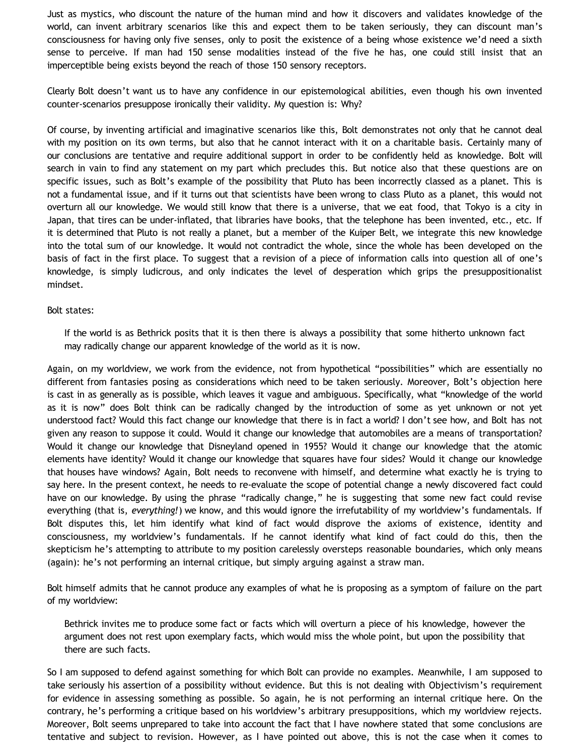Just as mystics, who discount the nature of the human mind and how it discovers and validates knowledge of the world, can invent arbitrary scenarios like this and expect them to be taken seriously, they can discount man's consciousness for having only five senses, only to posit the existence of a being whose existence we'd need a sixth sense to perceive. If man had 150 sense modalities instead of the five he has, one could still insist that an imperceptible being exists beyond the reach of those 150 sensory receptors.

Clearly Bolt doesn't want us to have any confidence in our epistemological abilities, even though his own invented counter-scenarios presuppose ironically their validity. My question is: Why?

Of course, by inventing artificial and imaginative scenarios like this, Bolt demonstrates not only that he cannot deal with my position on its own terms, but also that he cannot interact with it on a charitable basis. Certainly many of our conclusions are tentative and require additional support in order to be confidently held as knowledge. Bolt will search in vain to find any statement on my part which precludes this. But notice also that these questions are on specific issues, such as Bolt's example of the possibility that Pluto has been incorrectly classed as a planet. This is not a fundamental issue, and if it turns out that scientists have been wrong to class Pluto as a planet, this would not overturn all our knowledge. We would still know that there is a universe, that we eat food, that Tokyo is a city in Japan, that tires can be under-inflated, that libraries have books, that the telephone has been invented, etc., etc. If it is determined that Pluto is not really a planet, but a member of the Kuiper Belt, we integrate this new knowledge into the total sum of our knowledge. It would not contradict the whole, since the whole has been developed on the basis of fact in the first place. To suggest that a revision of a piece of information calls into question all of one's knowledge, is simply ludicrous, and only indicates the level of desperation which grips the presuppositionalist mindset.

Bolt states:

> If the world is as Bethrick posits that it is then there is always a possibility that some hitherto unknown fact may radically change our apparent knowledge of the world as it is now.

Again, on my worldview, we work from the evidence, not from hypothetical "possibilities" which are essentially no different from fantasies posing as considerations which need to be taken seriously. Moreover, Bolt's objection here is cast in as generally as is possible, which leaves it vague and ambiguous. Specifically, what "knowledge of the world as it is now" does Bolt think can be radically changed by the introduction of some as yet unknown or not yet understood fact? Would this fact change our knowledge that there is in fact a world? I don't see how, and Bolt has not given any reason to suppose it could. Would it change our knowledge that automobiles are a means of transportation? Would it change our knowledge that Disneyland opened in 1955? Would it change our knowledge that the atomic elements have identity? Would it change our knowledge that squares have four sides? Would it change our knowledge that houses have windows? Again, Bolt needs to reconvene with himself, and determine what exactly he is trying to say here. In the present context, he needs to re-evaluate the scope of potential change a newly discovered fact could have on our knowledge. By using the phrase "radically change," he is suggesting that some new fact could revise everything (that is, *everything!*) we know, and this would ignore the irrefutability of my worldview's fundamentals. If Bolt disputes this, let him identify what kind of fact would disprove the axioms of existence, identity and consciousness, my worldview's fundamentals. If he cannot identify what kind of fact could do this, then the skepticism he's attempting to attribute to my position carelessly oversteps reasonable boundaries, which only means (again): he's not performing an internal critique, but simply arguing against a straw man.

Bolt himself admits that he cannot produce any examples of what he is proposing as a symptom of failure on the part of my worldview:

> Bethrick invites me to produce some fact or facts which will overturn a piece of his knowledge, however the argument does not rest upon exemplary facts, which would miss the whole point, but upon the possibility that there are such facts.

So I am supposed to defend against something for which Bolt can provide no examples. Meanwhile, I am supposed to take seriously his assertion of a possibility without evidence. But this is not dealing with Objectivism's requirement for evidence in assessing something as possible. So again, he is not performing an internal critique here. On the contrary, he's performing a critique based on his worldview's arbitrary presuppositions, which my worldview rejects. Moreover, Bolt seems unprepared to take into account the fact that I have nowhere stated that some conclusions are tentative and subject to revision. However, as I have pointed out above, this is not the case when it comes to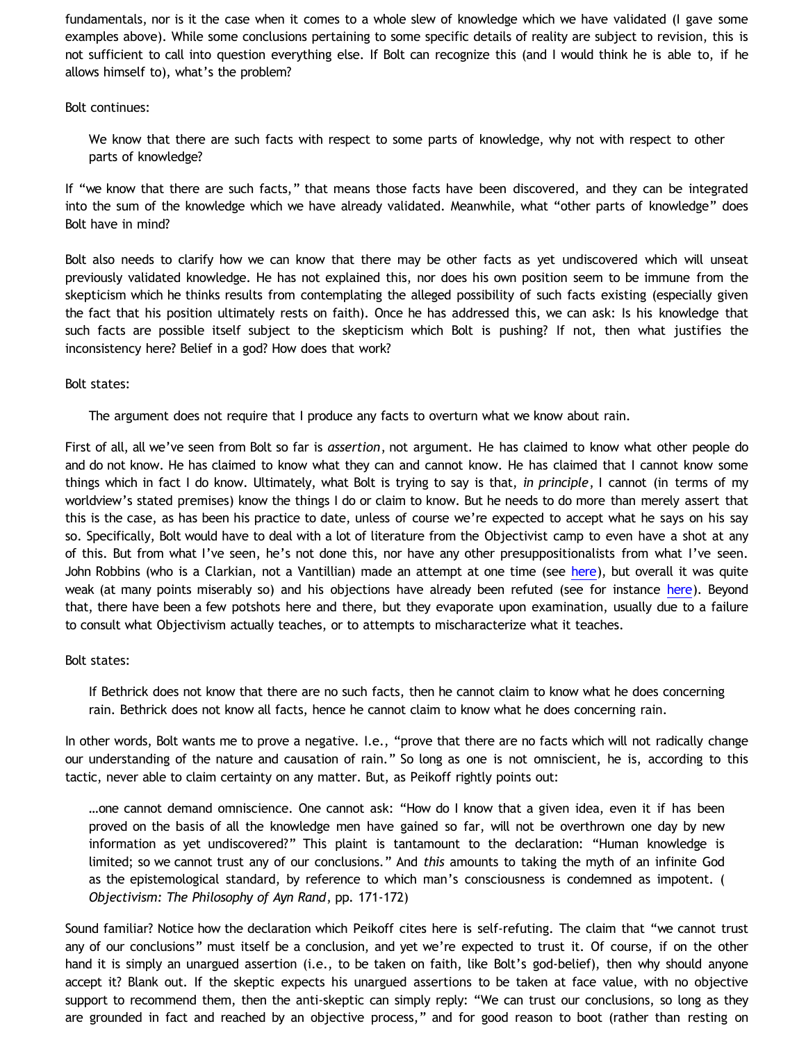fundamentals, nor is it the case when it comes to a whole slew of knowledge which we have validated (I gave some examples above). While some conclusions pertaining to some specific details of reality are subject to revision, this is not sufficient to call into question everything else. If Bolt can recognize this (and I would think he is able to, if he allows himself to), what's the problem?

Bolt continues:

> We know that there are such facts with respect to some parts of knowledge, why not with respect to other parts of knowledge?

If "we know that there are such facts," that means those facts have been discovered, and they can be integrated into the sum of the knowledge which we have already validated. Meanwhile, what "other parts of knowledge" does Bolt have in mind?

Bolt also needs to clarify how we can know that there may be other facts as yet undiscovered which will unseat previously validated knowledge. He has not explained this, nor does his own position seem to be immune from the skepticism which he thinks results from contemplating the alleged possibility of such facts existing (especially given the fact that his position ultimately rests on faith). Once he has addressed this, we can ask: Is his knowledge that such facts are possible itself subject to the skepticism which Bolt is pushing? If not, then what justifies the inconsistency here? Belief in a god? How does that work?

Bolt states:

> The argument does not require that I produce any facts to overturn what we know about rain.

First of all, all we've seen from Bolt so far is *assertion*, not argument. He has claimed to know what other people do and do not know. He has claimed to know what they can and cannot know. He has claimed that I cannot know some things which in fact I do know. Ultimately, what Bolt is trying to say is that, *in principle*, I cannot (in terms of my worldview's stated premises) know the things I do or claim to know. But he needs to do more than merely assert that this is the case, as has been his practice to date, unless of course we're expected to accept what he says on his say so. Specifically, Bolt would have to deal with a lot of literature from the Objectivist camp to even have a shot at any of this. But from what I've seen, he's not done this, nor have any other presuppositionalists from what I've seen. John Robbins (who is a Clarkian, not a Vantillian) made an attempt at one time (see here), but overall it was quite weak (at many points miserably so) and his objections have already been refuted (see for instance here). Beyond that, there have been a few potshots here and there, but they evaporate upon examination, usually due to a failure to consult what Objectivism actually teaches, or to attempts to mischaracterize what it teaches.

Bolt states:

> If Bethrick does not know that there are no such facts, then he cannot claim to know what he does concerning rain. Bethrick does not know all facts, hence he cannot claim to know what he does concerning rain.

In other words, Bolt wants me to prove a negative. I.e., "prove that there are no facts which will not radically change our understanding of the nature and causation of rain." So long as one is not omniscient, he is, according to this tactic, never able to claim certainty on any matter. But, as Peikoff rightly points out:

> …one cannot demand omniscience. One cannot ask: "How do I know that a given idea, even it if has been proved on the basis of all the knowledge men have gained so far, will not be overthrown one day by new information as yet undiscovered?" This plaint is tantamount to the declaration: "Human knowledge is limited; so we cannot trust any of our conclusions." And *this* amounts to taking the myth of an infinite God as the epistemological standard, by reference to which man's consciousness is condemned as impotent. (*Objectivism: The Philosophy of Ayn Rand*, pp. 171-172)

Sound familiar? Notice how the declaration which Peikoff cites here is self-refuting. The claim that "we cannot trust any of our conclusions" must itself be a conclusion, and yet we're expected to trust it. Of course, if on the other hand it is simply an unargued assertion (i.e., to be taken on faith, like Bolt's god-belief), then why should anyone accept it? Blank out. If the skeptic expects his unargued assertions to be taken at face value, with no objective support to recommend them, then the anti-skeptic can simply reply: "We can trust our conclusions, so long as they are grounded in fact and reached by an objective process," and for good reason to boot (rather than resting on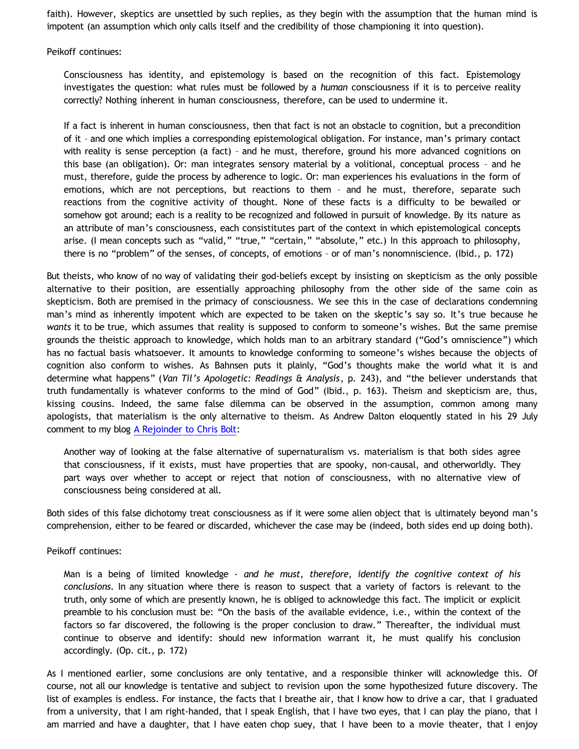faith). However, skeptics are unsettled by such replies, as they begin with the assumption that the human mind is impotent (an assumption which only calls itself and the credibility of those championing it into question).

Peikoff continues:

> Consciousness has identity, and epistemology is based on the recognition of this fact. Epistemology investigates the question: what rules must be followed by a *human* consciousness if it is to perceive reality correctly? Nothing inherent in human consciousness, therefore, can be used to undermine it.
>
> If a fact is inherent in human consciousness, then that fact is not an obstacle to cognition, but a precondition of it – and one which implies a corresponding epistemological obligation. For instance, man's primary contact with reality is sense perception (a fact) – and he must, therefore, ground his more advanced cognitions on this base (an obligation). Or: man integrates sensory material by a volitional, conceptual process – and he must, therefore, guide the process by adherence to logic. Or: man experiences his evaluations in the form of emotions, which are not perceptions, but reactions to them – and he must, therefore, separate such reactions from the cognitive activity of thought. None of these facts is a difficulty to be bewailed or somehow got around; each is a reality to be recognized and followed in pursuit of knowledge. By its nature as an attribute of man's consciousness, each consistitutes part of the context in which epistemological concepts arise. (I mean concepts such as "valid," "true," "certain," "absolute," etc.) In this approach to philosophy, there is no "problem" of the senses, of concepts, of emotions – or of man's nonomniscience. (Ibid., p. 172)

But theists, who know of no way of validating their god-beliefs except by insisting on skepticism as the only possible alternative to their position, are essentially approaching philosophy from the other side of the same coin as skepticism. Both are premised in the primacy of consciousness. We see this in the case of declarations condemning man's mind as inherently impotent which are expected to be taken on the skeptic's say so. It's true because he *wants* it to be true, which assumes that reality is supposed to conform to someone's wishes. But the same premise grounds the theistic approach to knowledge, which holds man to an arbitrary standard ("God's omniscience") which has no factual basis whatsoever. It amounts to knowledge conforming to someone's wishes because the objects of cognition also conform to wishes. As Bahnsen puts it plainly, "God's thoughts make the world what it is and determine what happens" (*Van Til's Apologetic: Readings & Analysis*, p. 243), and "the believer understands that truth fundamentally is whatever conforms to the mind of God" (Ibid., p. 163). Theism and skepticism are, thus, kissing cousins. Indeed, the same false dilemma can be observed in the assumption, common among many apologists, that materialism is the only alternative to theism. As Andrew Dalton eloquently stated in his 29 July comment to my blog A Rejoinder to Chris Bolt:

> Another way of looking at the false alternative of supernaturalism vs. materialism is that both sides agree that consciousness, if it exists, must have properties that are spooky, non-causal, and otherworldly. They part ways over whether to accept or reject that notion of consciousness, with no alternative view of consciousness being considered at all.

Both sides of this false dichotomy treat consciousness as if it were some alien object that is ultimately beyond man's comprehension, either to be feared or discarded, whichever the case may be (indeed, both sides end up doing both).

Peikoff continues:

> Man is a being of limited knowledge - *and he must, therefore, identify the cognitive context of his conclusions.* In any situation where there is reason to suspect that a variety of factors is relevant to the truth, only some of which are presently known, he is obliged to acknowledge this fact. The implicit or explicit preamble to his conclusion must be: "On the basis of the available evidence, i.e., within the context of the factors so far discovered, the following is the proper conclusion to draw." Thereafter, the individual must continue to observe and identify: should new information warrant it, he must qualify his conclusion accordingly. (Op. cit., p. 172)

As I mentioned earlier, some conclusions are only tentative, and a responsible thinker will acknowledge this. Of course, not all our knowledge is tentative and subject to revision upon the some hypothesized future discovery. The list of examples is endless. For instance, the facts that I breathe air, that I know how to drive a car, that I graduated from a university, that I am right-handed, that I speak English, that I have two eyes, that I can play the piano, that I am married and have a daughter, that I have eaten chop suey, that I have been to a movie theater, that I enjoy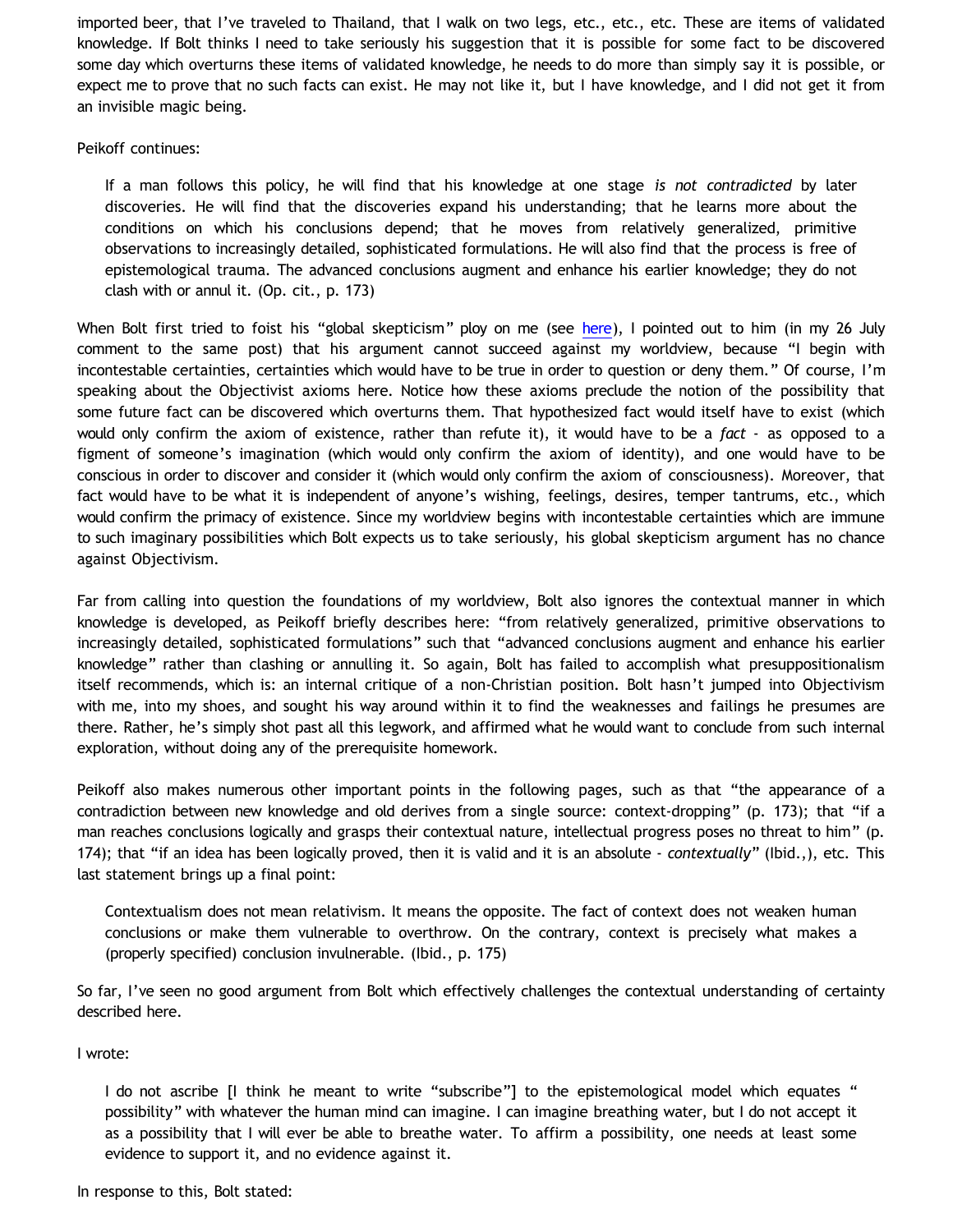imported beer, that I've traveled to Thailand, that I walk on two legs, etc., etc., etc. These are items of validated knowledge. If Bolt thinks I need to take seriously his suggestion that it is possible for some fact to be discovered some day which overturns these items of validated knowledge, he needs to do more than simply say it is possible, or expect me to prove that no such facts can exist. He may not like it, but I have knowledge, and I did not get it from an invisible magic being.

Peikoff continues:

> If a man follows this policy, he will find that his knowledge at one stage *is not contradicted* by later discoveries. He will find that the discoveries expand his understanding; that he learns more about the conditions on which his conclusions depend; that he moves from relatively generalized, primitive observations to increasingly detailed, sophisticated formulations. He will also find that the process is free of epistemological trauma. The advanced conclusions augment and enhance his earlier knowledge; they do not clash with or annul it. (Op. cit., p. 173)

When Bolt first tried to foist his "global skepticism" ploy on me (see here), I pointed out to him (in my 26 July comment to the same post) that his argument cannot succeed against my worldview, because "I begin with incontestable certainties, certainties which would have to be true in order to question or deny them." Of course, I'm speaking about the Objectivist axioms here. Notice how these axioms preclude the notion of the possibility that some future fact can be discovered which overturns them. That hypothesized fact would itself have to exist (which would only confirm the axiom of existence, rather than refute it), it would have to be a *fact* - as opposed to a figment of someone's imagination (which would only confirm the axiom of identity), and one would have to be conscious in order to discover and consider it (which would only confirm the axiom of consciousness). Moreover, that fact would have to be what it is independent of anyone's wishing, feelings, desires, temper tantrums, etc., which would confirm the primacy of existence. Since my worldview begins with incontestable certainties which are immune to such imaginary possibilities which Bolt expects us to take seriously, his global skepticism argument has no chance against Objectivism.

Far from calling into question the foundations of my worldview, Bolt also ignores the contextual manner in which knowledge is developed, as Peikoff briefly describes here: "from relatively generalized, primitive observations to increasingly detailed, sophisticated formulations" such that "advanced conclusions augment and enhance his earlier knowledge" rather than clashing or annulling it. So again, Bolt has failed to accomplish what presuppositionalism itself recommends, which is: an internal critique of a non-Christian position. Bolt hasn't jumped into Objectivism with me, into my shoes, and sought his way around within it to find the weaknesses and failings he presumes are there. Rather, he's simply shot past all this legwork, and affirmed what he would want to conclude from such internal exploration, without doing any of the prerequisite homework.

Peikoff also makes numerous other important points in the following pages, such as that "the appearance of a contradiction between new knowledge and old derives from a single source: context-dropping" (p. 173); that "if a man reaches conclusions logically and grasps their contextual nature, intellectual progress poses no threat to him" (p. 174); that "if an idea has been logically proved, then it is valid and it is an absolute - *contextually*" (Ibid.,), etc. This last statement brings up a final point:

> Contextualism does not mean relativism. It means the opposite. The fact of context does not weaken human conclusions or make them vulnerable to overthrow. On the contrary, context is precisely what makes a (properly specified) conclusion invulnerable. (Ibid., p. 175)

So far, I've seen no good argument from Bolt which effectively challenges the contextual understanding of certainty described here.

I wrote:

> I do not ascribe [I think he meant to write "subscribe"] to the epistemological model which equates "possibility" with whatever the human mind can imagine. I can imagine breathing water, but I do not accept it as a possibility that I will ever be able to breathe water. To affirm a possibility, one needs at least some evidence to support it, and no evidence against it.

In response to this, Bolt stated: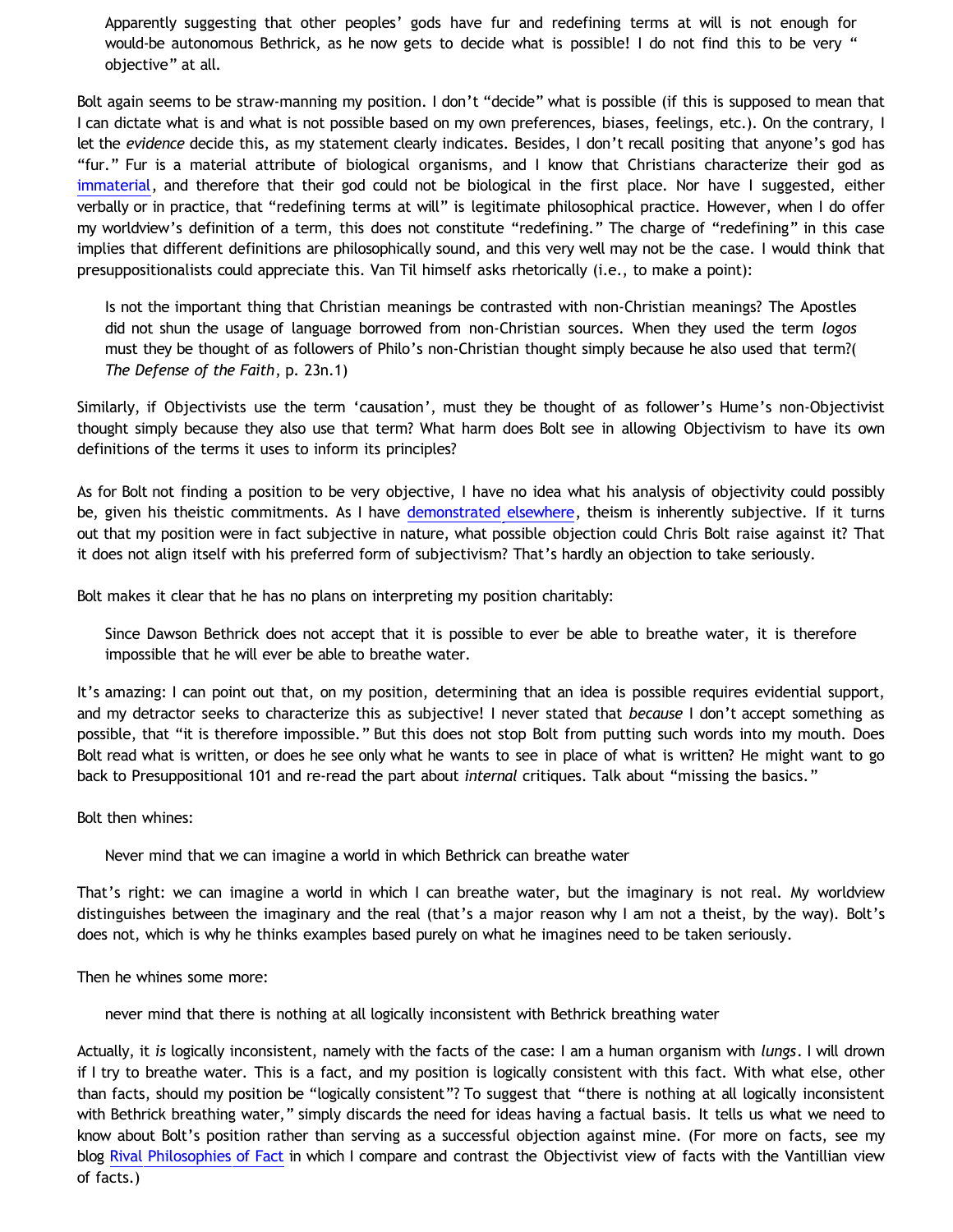> Apparently suggesting that other peoples' gods have fur and redefining terms at will is not enough for would-be autonomous Bethrick, as he now gets to decide what is possible! I do not find this to be very " objective" at all.

Bolt again seems to be straw-manning my position. I don't "decide" what is possible (if this is supposed to mean that I can dictate what is and what is not possible based on my own preferences, biases, feelings, etc.). On the contrary, I let the *evidence* decide this, as my statement clearly indicates. Besides, I don't recall positing that anyone's god has "fur." Fur is a material attribute of biological organisms, and I know that Christians characterize their god as immaterial, and therefore that their god could not be biological in the first place. Nor have I suggested, either verbally or in practice, that "redefining terms at will" is legitimate philosophical practice. However, when I do offer my worldview's definition of a term, this does not constitute "redefining." The charge of "redefining" in this case implies that different definitions are philosophically sound, and this very well may not be the case. I would think that presuppositionalists could appreciate this. Van Til himself asks rhetorically (i.e., to make a point):

> Is not the important thing that Christian meanings be contrasted with non-Christian meanings? The Apostles did not shun the usage of language borrowed from non-Christian sources. When they used the term *logos* must they be thought of as followers of Philo's non-Christian thought simply because he also used that term?( *The Defense of the Faith*, p. 23n.1)

Similarly, if Objectivists use the term 'causation', must they be thought of as follower's Hume's non-Objectivist thought simply because they also use that term? What harm does Bolt see in allowing Objectivism to have its own definitions of the terms it uses to inform its principles?

As for Bolt not finding a position to be very objective, I have no idea what his analysis of objectivity could possibly be, given his theistic commitments. As I have demonstrated elsewhere, theism is inherently subjective. If it turns out that my position were in fact subjective in nature, what possible objection could Chris Bolt raise against it? That it does not align itself with his preferred form of subjectivism? That's hardly an objection to take seriously.

Bolt makes it clear that he has no plans on interpreting my position charitably:

> Since Dawson Bethrick does not accept that it is possible to ever be able to breathe water, it is therefore impossible that he will ever be able to breathe water.

It's amazing: I can point out that, on my position, determining that an idea is possible requires evidential support, and my detractor seeks to characterize this as subjective! I never stated that *because* I don't accept something as possible, that "it is therefore impossible." But this does not stop Bolt from putting such words into my mouth. Does Bolt read what is written, or does he see only what he wants to see in place of what is written? He might want to go back to Presuppositional 101 and re-read the part about *internal* critiques. Talk about "missing the basics."

Bolt then whines:

> Never mind that we can imagine a world in which Bethrick can breathe water

That's right: we can imagine a world in which I can breathe water, but the imaginary is not real. My worldview distinguishes between the imaginary and the real (that's a major reason why I am not a theist, by the way). Bolt's does not, which is why he thinks examples based purely on what he imagines need to be taken seriously.

Then he whines some more:

> never mind that there is nothing at all logically inconsistent with Bethrick breathing water

Actually, it *is* logically inconsistent, namely with the facts of the case: I am a human organism with *lungs*. I will drown if I try to breathe water. This is a fact, and my position is logically consistent with this fact. With what else, other than facts, should my position be "logically consistent"? To suggest that "there is nothing at all logically inconsistent with Bethrick breathing water," simply discards the need for ideas having a factual basis. It tells us what we need to know about Bolt's position rather than serving as a successful objection against mine. (For more on facts, see my blog Rival Philosophies of Fact in which I compare and contrast the Objectivist view of facts with the Vantillian view of facts.)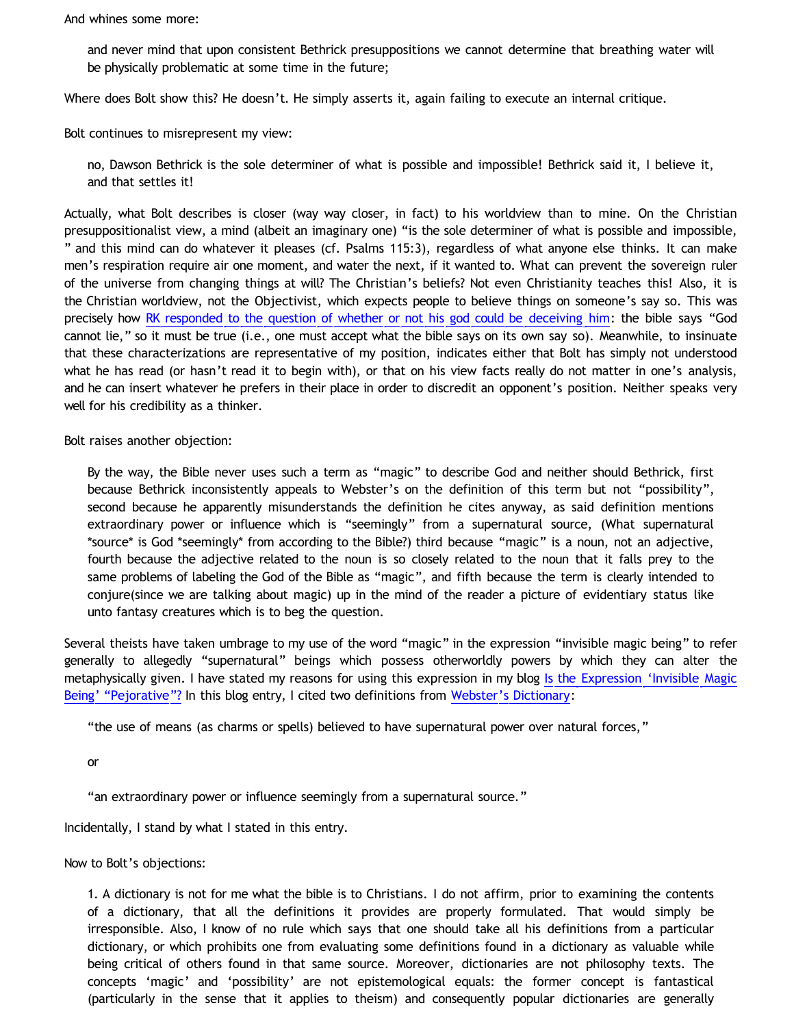And whines some more:

> and never mind that upon consistent Bethrick presuppositions we cannot determine that breathing water will be physically problematic at some time in the future;

Where does Bolt show this? He doesn't. He simply asserts it, again failing to execute an internal critique.

Bolt continues to misrepresent my view:

> no, Dawson Bethrick is the sole determiner of what is possible and impossible! Bethrick said it, I believe it, and that settles it!

Actually, what Bolt describes is closer (way way closer, in fact) to his worldview than to mine. On the Christian presuppositionalist view, a mind (albeit an imaginary one) "is the sole determiner of what is possible and impossible, " and this mind can do whatever it pleases (cf. Psalms 115:3), regardless of what anyone else thinks. It can make men's respiration require air one moment, and water the next, if it wanted to. What can prevent the sovereign ruler of the universe from changing things at will? The Christian's beliefs? Not even Christianity teaches this! Also, it is the Christian worldview, not the Objectivist, which expects people to believe things on someone's say so. This was precisely how RK responded to the question of whether or not his god could be deceiving him: the bible says "God cannot lie," so it must be true (i.e., one must accept what the bible says on its own say so). Meanwhile, to insinuate that these characterizations are representative of my position, indicates either that Bolt has simply not understood what he has read (or hasn't read it to begin with), or that on his view facts really do not matter in one's analysis, and he can insert whatever he prefers in their place in order to discredit an opponent's position. Neither speaks very well for his credibility as a thinker.

Bolt raises another objection:

> By the way, the Bible never uses such a term as "magic" to describe God and neither should Bethrick, first because Bethrick inconsistently appeals to Webster's on the definition of this term but not "possibility", second because he apparently misunderstands the definition he cites anyway, as said definition mentions extraordinary power or influence which is "seemingly" from a supernatural source, (What supernatural *source* is God *seemingly* from according to the Bible?) third because "magic" is a noun, not an adjective, fourth because the adjective related to the noun is so closely related to the noun that it falls prey to the same problems of labeling the God of the Bible as "magic", and fifth because the term is clearly intended to conjure(since we are talking about magic) up in the mind of the reader a picture of evidentiary status like unto fantasy creatures which is to beg the question.

Several theists have taken umbrage to my use of the word "magic" in the expression "invisible magic being" to refer generally to allegedly "supernatural" beings which possess otherworldly powers by which they can alter the metaphysically given. I have stated my reasons for using this expression in my blog Is the Expression 'Invisible Magic Being' "Pejorative"? In this blog entry, I cited two definitions from Webster's Dictionary:

> "the use of means (as charms or spells) believed to have supernatural power over natural forces,"
>
> or
>
> "an extraordinary power or influence seemingly from a supernatural source."

Incidentally, I stand by what I stated in this entry.

Now to Bolt's objections:

> 1. A dictionary is not for me what the bible is to Christians. I do not affirm, prior to examining the contents of a dictionary, that all the definitions it provides are properly formulated. That would simply be irresponsible. Also, I know of no rule which says that one should take all his definitions from a particular dictionary, or which prohibits one from evaluating some definitions found in a dictionary as valuable while being critical of others found in that same source. Moreover, dictionaries are not philosophy texts. The concepts 'magic' and 'possibility' are not epistemological equals: the former concept is fantastical (particularly in the sense that it applies to theism) and consequently popular dictionaries are generally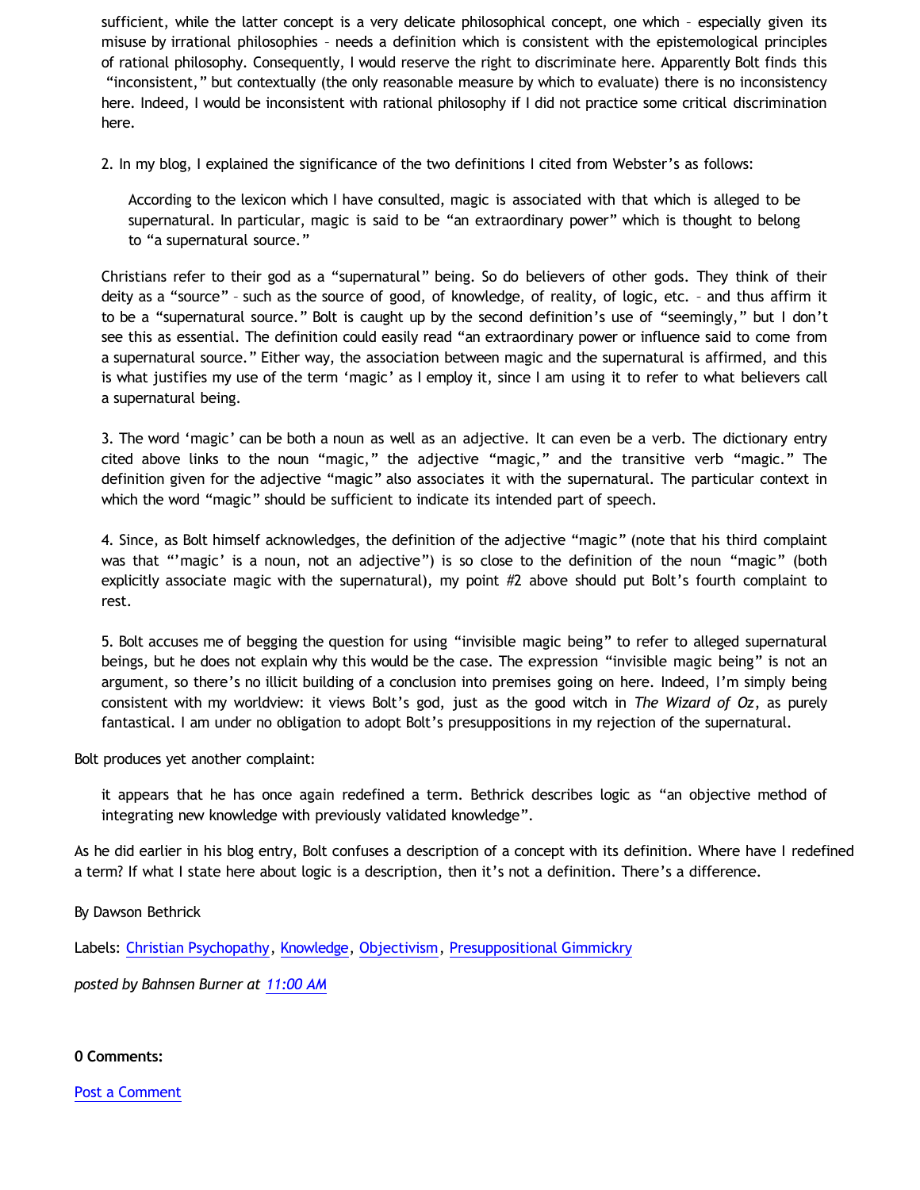sufficient, while the latter concept is a very delicate philosophical concept, one which – especially given its misuse by irrational philosophies – needs a definition which is consistent with the epistemological principles of rational philosophy. Consequently, I would reserve the right to discriminate here. Apparently Bolt finds this "inconsistent," but contextually (the only reasonable measure by which to evaluate) there is no inconsistency here. Indeed, I would be inconsistent with rational philosophy if I did not practice some critical discrimination here.

2. In my blog, I explained the significance of the two definitions I cited from Webster's as follows:

> According to the lexicon which I have consulted, magic is associated with that which is alleged to be supernatural. In particular, magic is said to be "an extraordinary power" which is thought to belong to "a supernatural source."

Christians refer to their god as a "supernatural" being. So do believers of other gods. They think of their deity as a "source" – such as the source of good, of knowledge, of reality, of logic, etc. – and thus affirm it to be a "supernatural source." Bolt is caught up by the second definition's use of "seemingly," but I don't see this as essential. The definition could easily read "an extraordinary power or influence said to come from a supernatural source." Either way, the association between magic and the supernatural is affirmed, and this is what justifies my use of the term 'magic' as I employ it, since I am using it to refer to what believers call a supernatural being.

3. The word 'magic' can be both a noun as well as an adjective. It can even be a verb. The dictionary entry cited above links to the noun "magic," the adjective "magic," and the transitive verb "magic." The definition given for the adjective "magic" also associates it with the supernatural. The particular context in which the word "magic" should be sufficient to indicate its intended part of speech.

4. Since, as Bolt himself acknowledges, the definition of the adjective "magic" (note that his third complaint was that "'magic' is a noun, not an adjective") is so close to the definition of the noun "magic" (both explicitly associate magic with the supernatural), my point #2 above should put Bolt's fourth complaint to rest.

5. Bolt accuses me of begging the question for using "invisible magic being" to refer to alleged supernatural beings, but he does not explain why this would be the case. The expression "invisible magic being" is not an argument, so there's no illicit building of a conclusion into premises going on here. Indeed, I'm simply being consistent with my worldview: it views Bolt's god, just as the good witch in *The Wizard of Oz*, as purely fantastical. I am under no obligation to adopt Bolt's presuppositions in my rejection of the supernatural.

Bolt produces yet another complaint:

> it appears that he has once again redefined a term. Bethrick describes logic as "an objective method of integrating new knowledge with previously validated knowledge".

As he did earlier in his blog entry, Bolt confuses a description of a concept with its definition. Where have I redefined a term? If what I state here about logic is a description, then it's not a definition. There's a difference.

By Dawson Bethrick

Labels: Christian Psychopathy, Knowledge, Objectivism, Presuppositional Gimmickry

*posted by Bahnsen Burner at 11:00 AM*

**0 Comments:**

Post a Comment